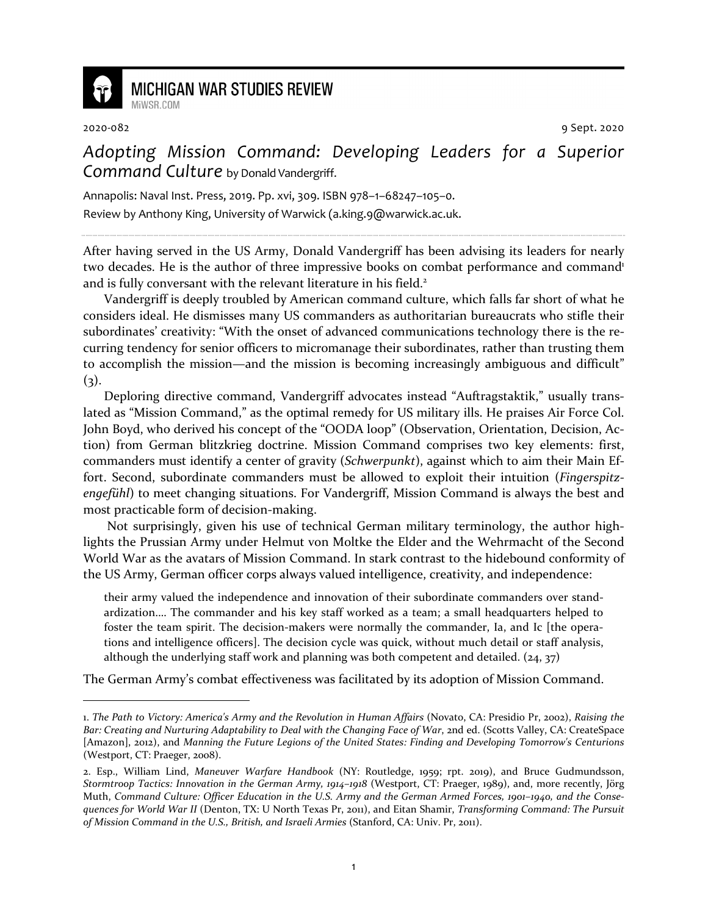MICHIGAN WAR STUDIES REVIEW
MiWSR.COM

2020-082 9 Sept. 2020

# *Adopting Mission Command: Developing Leaders for a Superior Command Culture* by Donald Vandergriff.

Annapolis: Naval Inst. Press, 2019. Pp. xvi, 309. ISBN 978–1–68247–105–0.

Review by Anthony King, University of Warwick (a.king.9@warwick.ac.uk.

After having served in the US Army, Donald Vandergriff has been advising its leaders for nearly two decades. He is the author of three impressive books on combat performance and command[1] and is fully conversant with the relevant literature in his field.[2]

Vandergriff is deeply troubled by American command culture, which falls far short of what he considers ideal. He dismisses many US commanders as authoritarian bureaucrats who stifle their subordinates' creativity: "With the onset of advanced communications technology there is the recurring tendency for senior officers to micromanage their subordinates, rather than trusting them to accomplish the mission—and the mission is becoming increasingly ambiguous and difficult" (3).

Deploring directive command, Vandergriff advocates instead "Auftragstaktik," usually translated as "Mission Command," as the optimal remedy for US military ills. He praises Air Force Col. John Boyd, who derived his concept of the "OODA loop" (Observation, Orientation, Decision, Action) from German blitzkrieg doctrine. Mission Command comprises two key elements: first, commanders must identify a center of gravity (*Schwerpunkt*), against which to aim their Main Effort. Second, subordinate commanders must be allowed to exploit their intuition (*Fingerspitzengefühl*) to meet changing situations. For Vandergriff, Mission Command is always the best and most practicable form of decision-making.

Not surprisingly, given his use of technical German military terminology, the author highlights the Prussian Army under Helmut von Moltke the Elder and the Wehrmacht of the Second World War as the avatars of Mission Command. In stark contrast to the hidebound conformity of the US Army, German officer corps always valued intelligence, creativity, and independence:

> their army valued the independence and innovation of their subordinate commanders over standardization.... The commander and his key staff worked as a team; a small headquarters helped to foster the team spirit. The decision-makers were normally the commander, Ia, and Ic [the operations and intelligence officers]. The decision cycle was quick, without much detail or staff analysis, although the underlying staff work and planning was both competent and detailed. (24, 37)

The German Army's combat effectiveness was facilitated by its adoption of Mission Command.

---

1. *The Path to Victory: America's Army and the Revolution in Human Affairs* (Novato, CA: Presidio Pr, 2002), *Raising the Bar: Creating and Nurturing Adaptability to Deal with the Changing Face of War*, 2nd ed. (Scotts Valley, CA: CreateSpace [Amazon], 2012), and *Manning the Future Legions of the United States: Finding and Developing Tomorrow's Centurions* (Westport, CT: Praeger, 2008).

2. Esp., William Lind, *Maneuver Warfare Handbook* (NY: Routledge, 1959; rpt. 2019), and Bruce Gudmundsson, *Stormtroop Tactics: Innovation in the German Army, 1914–1918* (Westport, CT: Praeger, 1989), and, more recently, Jörg Muth, *Command Culture: Officer Education in the U.S. Army and the German Armed Forces, 1901–1940, and the Consequences for World War II* (Denton, TX: U North Texas Pr, 2011), and Eitan Shamir, *Transforming Command: The Pursuit of Mission Command in the U.S., British, and Israeli Armies* (Stanford, CA: Univ. Pr, 2011).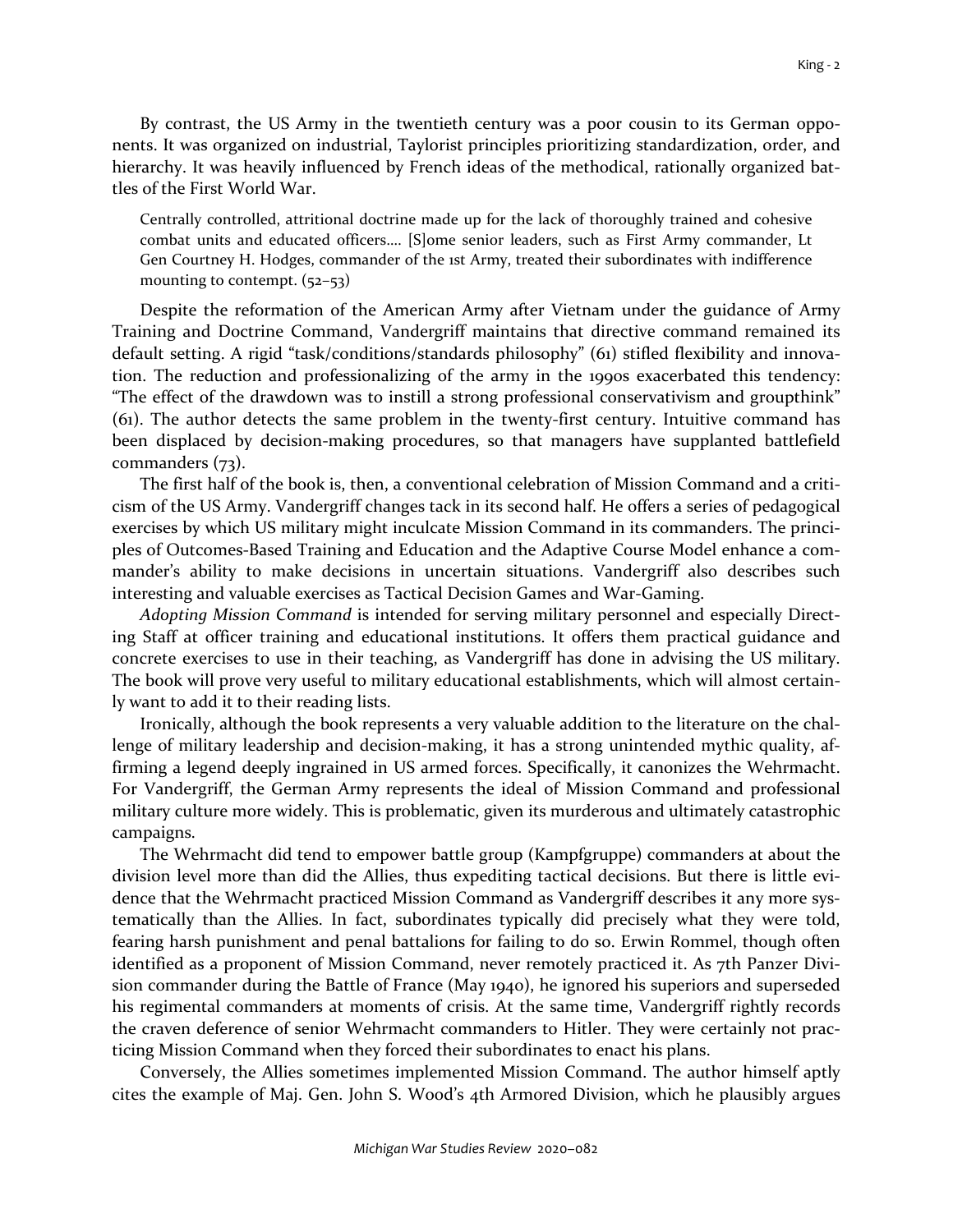By contrast, the US Army in the twentieth century was a poor cousin to its German opponents. It was organized on industrial, Taylorist principles prioritizing standardization, order, and hierarchy. It was heavily influenced by French ideas of the methodical, rationally organized battles of the First World War.

> Centrally controlled, attritional doctrine made up for the lack of thoroughly trained and cohesive combat units and educated officers.... [S]ome senior leaders, such as First Army commander, Lt Gen Courtney H. Hodges, commander of the 1st Army, treated their subordinates with indifference mounting to contempt. (52–53)

Despite the reformation of the American Army after Vietnam under the guidance of Army Training and Doctrine Command, Vandergriff maintains that directive command remained its default setting. A rigid "task/conditions/standards philosophy" (61) stifled flexibility and innovation. The reduction and professionalizing of the army in the 1990s exacerbated this tendency: "The effect of the drawdown was to instill a strong professional conservativism and groupthink" (61). The author detects the same problem in the twenty-first century. Intuitive command has been displaced by decision-making procedures, so that managers have supplanted battlefield commanders (73).

The first half of the book is, then, a conventional celebration of Mission Command and a criticism of the US Army. Vandergriff changes tack in its second half. He offers a series of pedagogical exercises by which US military might inculcate Mission Command in its commanders. The principles of Outcomes-Based Training and Education and the Adaptive Course Model enhance a commander's ability to make decisions in uncertain situations. Vandergriff also describes such interesting and valuable exercises as Tactical Decision Games and War-Gaming.

*Adopting Mission Command* is intended for serving military personnel and especially Directing Staff at officer training and educational institutions. It offers them practical guidance and concrete exercises to use in their teaching, as Vandergriff has done in advising the US military. The book will prove very useful to military educational establishments, which will almost certainly want to add it to their reading lists.

Ironically, although the book represents a very valuable addition to the literature on the challenge of military leadership and decision-making, it has a strong unintended mythic quality, affirming a legend deeply ingrained in US armed forces. Specifically, it canonizes the Wehrmacht. For Vandergriff, the German Army represents the ideal of Mission Command and professional military culture more widely. This is problematic, given its murderous and ultimately catastrophic campaigns.

The Wehrmacht did tend to empower battle group (Kampfgruppe) commanders at about the division level more than did the Allies, thus expediting tactical decisions. But there is little evidence that the Wehrmacht practiced Mission Command as Vandergriff describes it any more systematically than the Allies. In fact, subordinates typically did precisely what they were told, fearing harsh punishment and penal battalions for failing to do so. Erwin Rommel, though often identified as a proponent of Mission Command, never remotely practiced it. As 7th Panzer Division commander during the Battle of France (May 1940), he ignored his superiors and superseded his regimental commanders at moments of crisis. At the same time, Vandergriff rightly records the craven deference of senior Wehrmacht commanders to Hitler. They were certainly not practicing Mission Command when they forced their subordinates to enact his plans.

Conversely, the Allies sometimes implemented Mission Command. The author himself aptly cites the example of Maj. Gen. John S. Wood's 4th Armored Division, which he plausibly argues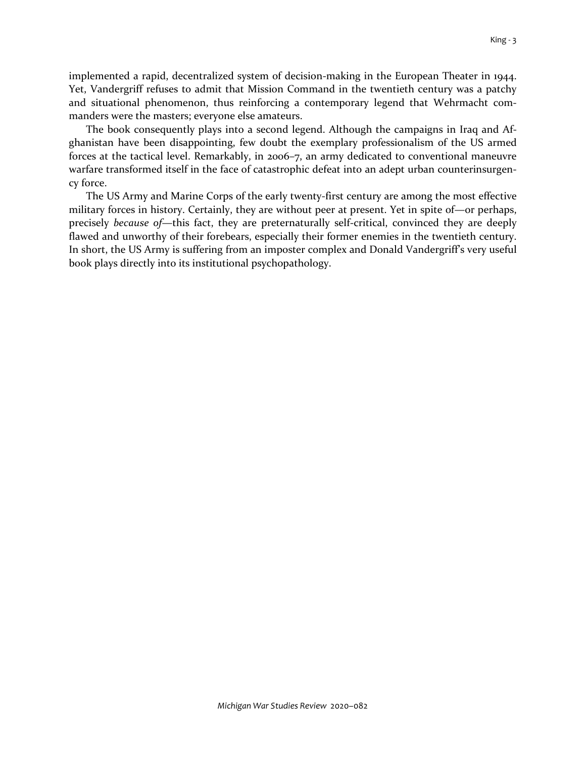implemented a rapid, decentralized system of decision-making in the European Theater in 1944. Yet, Vandergriff refuses to admit that Mission Command in the twentieth century was a patchy and situational phenomenon, thus reinforcing a contemporary legend that Wehrmacht commanders were the masters; everyone else amateurs.

The book consequently plays into a second legend. Although the campaigns in Iraq and Afghanistan have been disappointing, few doubt the exemplary professionalism of the US armed forces at the tactical level. Remarkably, in 2006–7, an army dedicated to conventional maneuvre warfare transformed itself in the face of catastrophic defeat into an adept urban counterinsurgency force.

The US Army and Marine Corps of the early twenty-first century are among the most effective military forces in history. Certainly, they are without peer at present. Yet in spite of—or perhaps, precisely *because of*—this fact, they are preternaturally self-critical, convinced they are deeply flawed and unworthy of their forebears, especially their former enemies in the twentieth century. In short, the US Army is suffering from an imposter complex and Donald Vandergriff's very useful book plays directly into its institutional psychopathology.